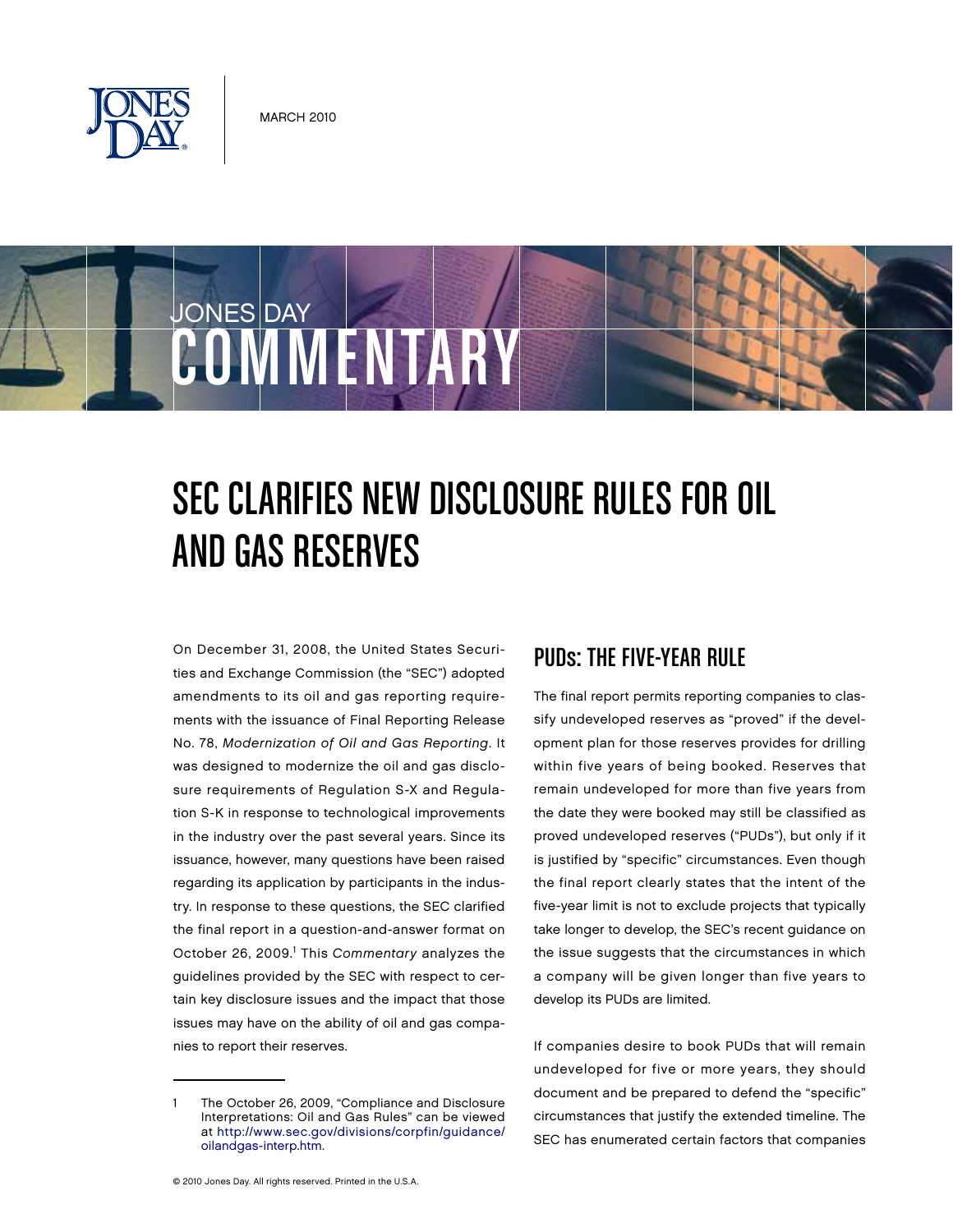MARCH 2010

JONES DAY COMMENTARY

# SEC CLARIFIES NEW DISCLOSURE RULES FOR OIL AND GAS RESERVES

On December 31, 2008, the United States Securities and Exchange Commission (the "SEC") adopted amendments to its oil and gas reporting requirements with the issuance of Final Reporting Release No. 78, *Modernization of Oil and Gas Reporting*. It was designed to modernize the oil and gas disclosure requirements of Regulation S-X and Regulation S-K in response to technological improvements in the industry over the past several years. Since its issuance, however, many questions have been raised regarding its application by participants in the industry. In response to these questions, the SEC clarified the final report in a question-and-answer format on October 26, 2009.[1] This *Commentary* analyzes the guidelines provided by the SEC with respect to certain key disclosure issues and the impact that those issues may have on the ability of oil and gas companies to report their reserves.

1 The October 26, 2009, "Compliance and Disclosure Interpretations: Oil and Gas Rules" can be viewed at http://www.sec.gov/divisions/corpfin/guidance/oilandgas-interp.htm.

## PUDs: THE FIVE-YEAR RULE

The final report permits reporting companies to classify undeveloped reserves as "proved" if the development plan for those reserves provides for drilling within five years of being booked. Reserves that remain undeveloped for more than five years from the date they were booked may still be classified as proved undeveloped reserves ("PUDs"), but only if it is justified by "specific" circumstances. Even though the final report clearly states that the intent of the five-year limit is not to exclude projects that typically take longer to develop, the SEC's recent guidance on the issue suggests that the circumstances in which a company will be given longer than five years to develop its PUDs are limited.

If companies desire to book PUDs that will remain undeveloped for five or more years, they should document and be prepared to defend the "specific" circumstances that justify the extended timeline. The SEC has enumerated certain factors that companies

© 2010 Jones Day. All rights reserved. Printed in the U.S.A.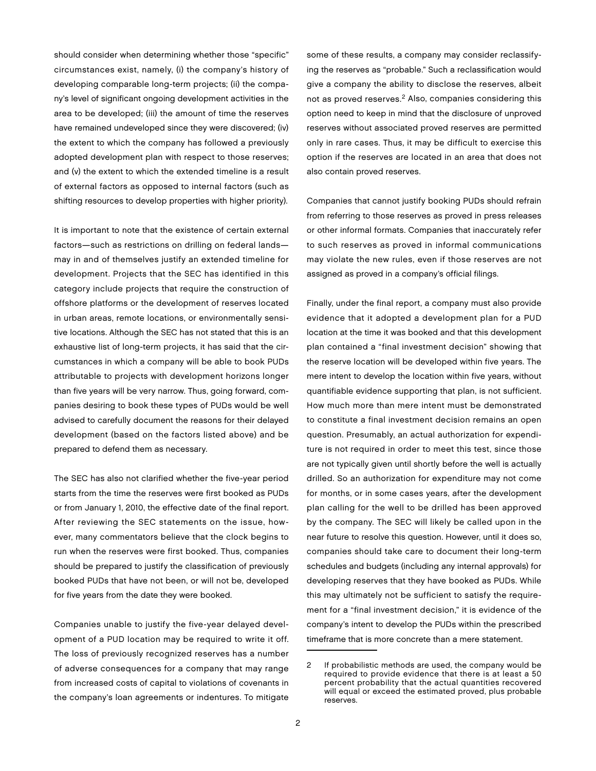should consider when determining whether those "specific" circumstances exist, namely, (i) the company's history of developing comparable long-term projects; (ii) the company's level of significant ongoing development activities in the area to be developed; (iii) the amount of time the reserves have remained undeveloped since they were discovered; (iv) the extent to which the company has followed a previously adopted development plan with respect to those reserves; and (v) the extent to which the extended timeline is a result of external factors as opposed to internal factors (such as shifting resources to develop properties with higher priority).

It is important to note that the existence of certain external factors—such as restrictions on drilling on federal lands—may in and of themselves justify an extended timeline for development. Projects that the SEC has identified in this category include projects that require the construction of offshore platforms or the development of reserves located in urban areas, remote locations, or environmentally sensitive locations. Although the SEC has not stated that this is an exhaustive list of long-term projects, it has said that the circumstances in which a company will be able to book PUDs attributable to projects with development horizons longer than five years will be very narrow. Thus, going forward, companies desiring to book these types of PUDs would be well advised to carefully document the reasons for their delayed development (based on the factors listed above) and be prepared to defend them as necessary.

The SEC has also not clarified whether the five-year period starts from the time the reserves were first booked as PUDs or from January 1, 2010, the effective date of the final report. After reviewing the SEC statements on the issue, however, many commentators believe that the clock begins to run when the reserves were first booked. Thus, companies should be prepared to justify the classification of previously booked PUDs that have not been, or will not be, developed for five years from the date they were booked.

Companies unable to justify the five-year delayed development of a PUD location may be required to write it off. The loss of previously recognized reserves has a number of adverse consequences for a company that may range from increased costs of capital to violations of covenants in the company's loan agreements or indentures. To mitigate some of these results, a company may consider reclassifying the reserves as "probable." Such a reclassification would give a company the ability to disclose the reserves, albeit not as proved reserves.[2] Also, companies considering this option need to keep in mind that the disclosure of unproved reserves without associated proved reserves are permitted only in rare cases. Thus, it may be difficult to exercise this option if the reserves are located in an area that does not also contain proved reserves.

Companies that cannot justify booking PUDs should refrain from referring to those reserves as proved in press releases or other informal formats. Companies that inaccurately refer to such reserves as proved in informal communications may violate the new rules, even if those reserves are not assigned as proved in a company's official filings.

Finally, under the final report, a company must also provide evidence that it adopted a development plan for a PUD location at the time it was booked and that this development plan contained a "final investment decision" showing that the reserve location will be developed within five years. The mere intent to develop the location within five years, without quantifiable evidence supporting that plan, is not sufficient. How much more than mere intent must be demonstrated to constitute a final investment decision remains an open question. Presumably, an actual authorization for expenditure is not required in order to meet this test, since those are not typically given until shortly before the well is actually drilled. So an authorization for expenditure may not come for months, or in some cases years, after the development plan calling for the well to be drilled has been approved by the company. The SEC will likely be called upon in the near future to resolve this question. However, until it does so, companies should take care to document their long-term schedules and budgets (including any internal approvals) for developing reserves that they have booked as PUDs. While this may ultimately not be sufficient to satisfy the requirement for a "final investment decision," it is evidence of the company's intent to develop the PUDs within the prescribed timeframe that is more concrete than a mere statement.

---

2 If probabilistic methods are used, the company would be required to provide evidence that there is at least a 50 percent probability that the actual quantities recovered will equal or exceed the estimated proved, plus probable reserves.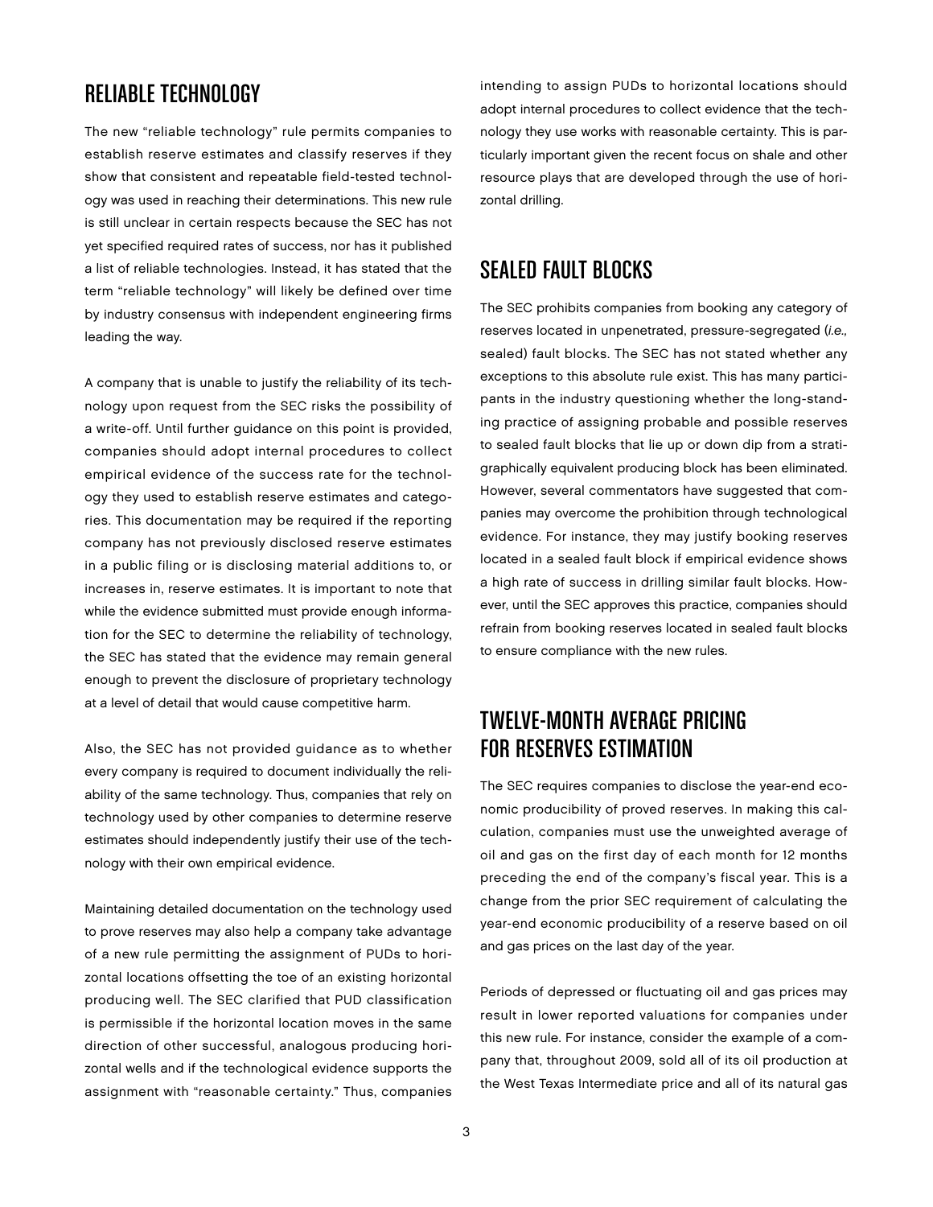## RELIABLE TECHNOLOGY

The new "reliable technology" rule permits companies to establish reserve estimates and classify reserves if they show that consistent and repeatable field-tested technology was used in reaching their determinations. This new rule is still unclear in certain respects because the SEC has not yet specified required rates of success, nor has it published a list of reliable technologies. Instead, it has stated that the term "reliable technology" will likely be defined over time by industry consensus with independent engineering firms leading the way.

A company that is unable to justify the reliability of its technology upon request from the SEC risks the possibility of a write-off. Until further guidance on this point is provided, companies should adopt internal procedures to collect empirical evidence of the success rate for the technology they used to establish reserve estimates and categories. This documentation may be required if the reporting company has not previously disclosed reserve estimates in a public filing or is disclosing material additions to, or increases in, reserve estimates. It is important to note that while the evidence submitted must provide enough information for the SEC to determine the reliability of technology, the SEC has stated that the evidence may remain general enough to prevent the disclosure of proprietary technology at a level of detail that would cause competitive harm.

Also, the SEC has not provided guidance as to whether every company is required to document individually the reliability of the same technology. Thus, companies that rely on technology used by other companies to determine reserve estimates should independently justify their use of the technology with their own empirical evidence.

Maintaining detailed documentation on the technology used to prove reserves may also help a company take advantage of a new rule permitting the assignment of PUDs to horizontal locations offsetting the toe of an existing horizontal producing well. The SEC clarified that PUD classification is permissible if the horizontal location moves in the same direction of other successful, analogous producing horizontal wells and if the technological evidence supports the assignment with "reasonable certainty." Thus, companies intending to assign PUDs to horizontal locations should adopt internal procedures to collect evidence that the technology they use works with reasonable certainty. This is particularly important given the recent focus on shale and other resource plays that are developed through the use of horizontal drilling.

## SEALED FAULT BLOCKS

The SEC prohibits companies from booking any category of reserves located in unpenetrated, pressure-segregated (*i.e.*, sealed) fault blocks. The SEC has not stated whether any exceptions to this absolute rule exist. This has many participants in the industry questioning whether the long-standing practice of assigning probable and possible reserves to sealed fault blocks that lie up or down dip from a stratigraphically equivalent producing block has been eliminated. However, several commentators have suggested that companies may overcome the prohibition through technological evidence. For instance, they may justify booking reserves located in a sealed fault block if empirical evidence shows a high rate of success in drilling similar fault blocks. However, until the SEC approves this practice, companies should refrain from booking reserves located in sealed fault blocks to ensure compliance with the new rules.

## TWELVE-MONTH AVERAGE PRICING FOR RESERVES ESTIMATION

The SEC requires companies to disclose the year-end economic producibility of proved reserves. In making this calculation, companies must use the unweighted average of oil and gas on the first day of each month for 12 months preceding the end of the company's fiscal year. This is a change from the prior SEC requirement of calculating the year-end economic producibility of a reserve based on oil and gas prices on the last day of the year.

Periods of depressed or fluctuating oil and gas prices may result in lower reported valuations for companies under this new rule. For instance, consider the example of a company that, throughout 2009, sold all of its oil production at the West Texas Intermediate price and all of its natural gas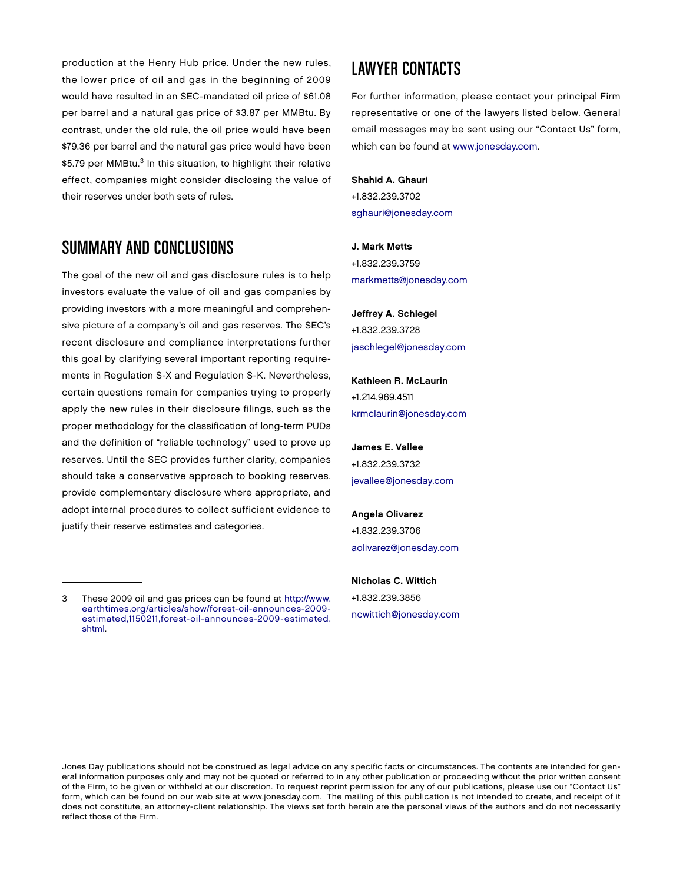production at the Henry Hub price. Under the new rules, the lower price of oil and gas in the beginning of 2009 would have resulted in an SEC-mandated oil price of $61.08 per barrel and a natural gas price of $3.87 per MMBtu. By contrast, under the old rule, the oil price would have been $79.36 per barrel and the natural gas price would have been $5.79 per MMBtu.[3] In this situation, to highlight their relative effect, companies might consider disclosing the value of their reserves under both sets of rules.

## SUMMARY AND CONCLUSIONS

The goal of the new oil and gas disclosure rules is to help investors evaluate the value of oil and gas companies by providing investors with a more meaningful and comprehensive picture of a company's oil and gas reserves. The SEC's recent disclosure and compliance interpretations further this goal by clarifying several important reporting requirements in Regulation S-X and Regulation S-K. Nevertheless, certain questions remain for companies trying to properly apply the new rules in their disclosure filings, such as the proper methodology for the classification of long-term PUDs and the definition of "reliable technology" used to prove up reserves. Until the SEC provides further clarity, companies should take a conservative approach to booking reserves, provide complementary disclosure where appropriate, and adopt internal procedures to collect sufficient evidence to justify their reserve estimates and categories.

---

3 These 2009 oil and gas prices can be found at http://www.earthtimes.org/articles/show/forest-oil-announces-2009-estimated,1150211,forest-oil-announces-2009-estimated.shtml.

## LAWYER CONTACTS

For further information, please contact your principal Firm representative or one of the lawyers listed below. General email messages may be sent using our "Contact Us" form, which can be found at www.jonesday.com.

**Shahid A. Ghauri**
+1.832.239.3702
sghauri@jonesday.com

**J. Mark Metts**
+1.832.239.3759
markmetts@jonesday.com

**Jeffrey A. Schlegel**
+1.832.239.3728
jaschlegel@jonesday.com

**Kathleen R. McLaurin**
+1.214.969.4511
krmclaurin@jonesday.com

**James E. Vallee**
+1.832.239.3732
jevallee@jonesday.com

**Angela Olivarez**
+1.832.239.3706
aolivarez@jonesday.com

**Nicholas C. Wittich**
+1.832.239.3856
ncwittich@jonesday.com

Jones Day publications should not be construed as legal advice on any specific facts or circumstances. The contents are intended for general information purposes only and may not be quoted or referred to in any other publication or proceeding without the prior written consent of the Firm, to be given or withheld at our discretion. To request reprint permission for any of our publications, please use our "Contact Us" form, which can be found on our web site at www.jonesday.com. The mailing of this publication is not intended to create, and receipt of it does not constitute, an attorney-client relationship. The views set forth herein are the personal views of the authors and do not necessarily reflect those of the Firm.